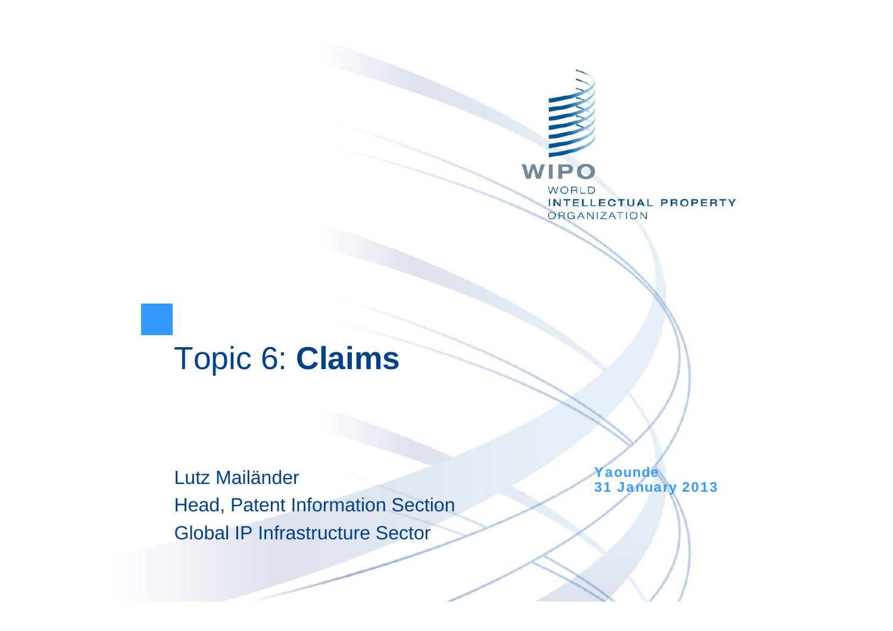WIPO

WORLD
INTELLECTUAL PROPERTY
ORGANIZATION

# Topic 6: **Claims**

Lutz Mailänder
Head, Patent Information Section
Global IP Infrastructure Sector

Yaounde
31 January 2013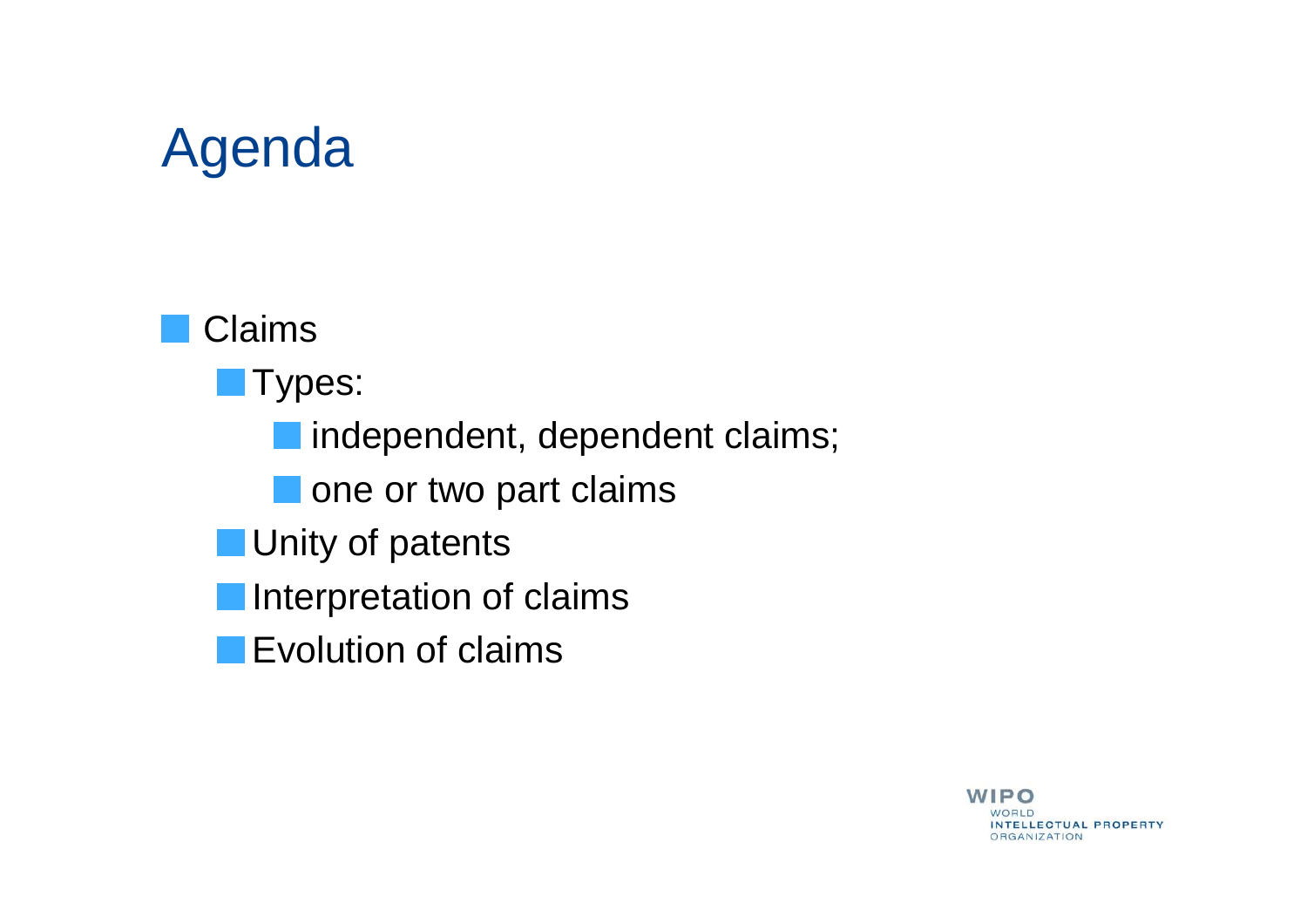# Agenda

- Claims
  - Types:
    - independent, dependent claims;
    - one or two part claims
  - Unity of patents
  - Interpretation of claims
  - Evolution of claims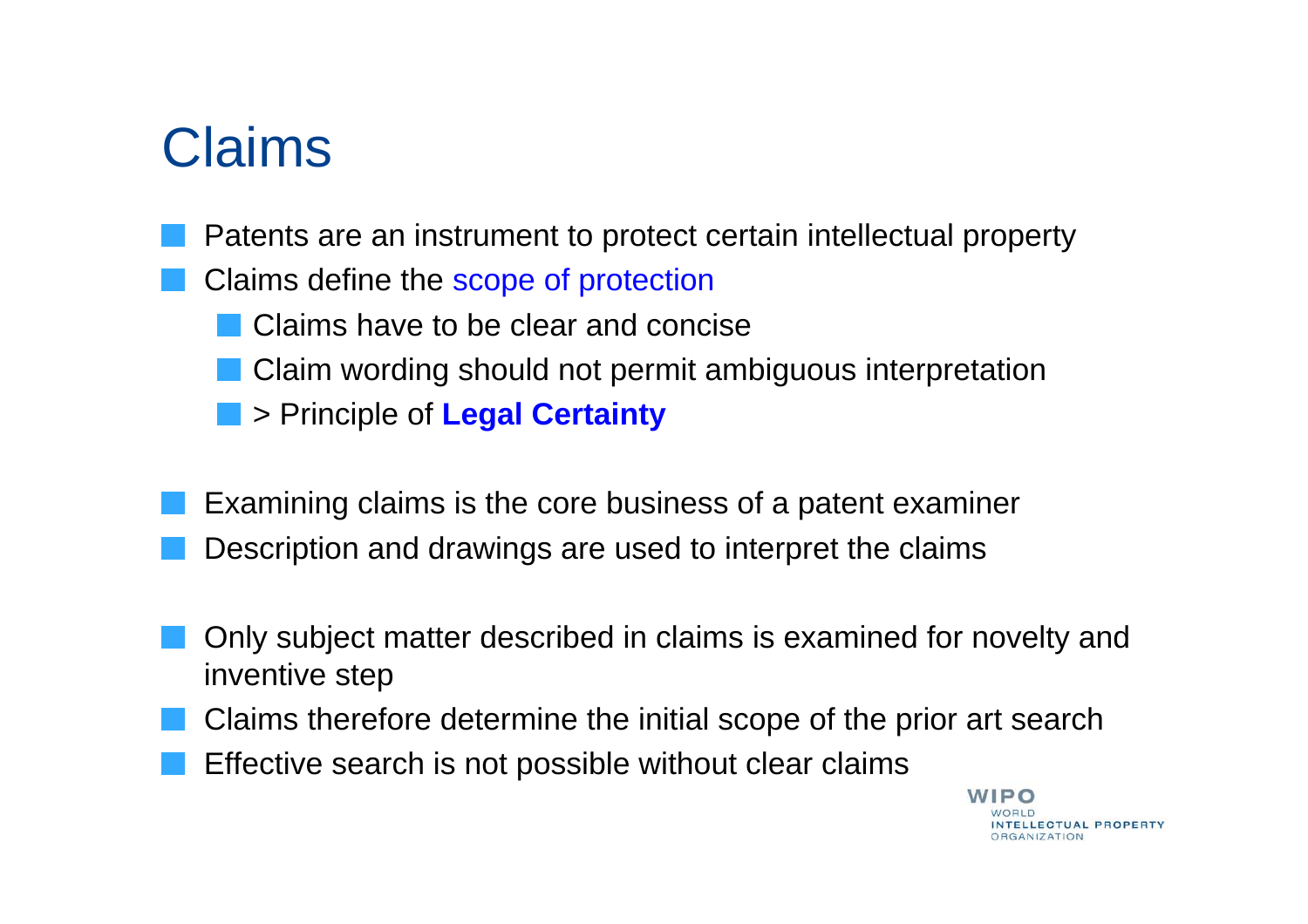# Claims

- Patents are an instrument to protect certain intellectual property
- Claims define the scope of protection
  - Claims have to be clear and concise
  - Claim wording should not permit ambiguous interpretation
  - > Principle of **Legal Certainty**

- Examining claims is the core business of a patent examiner
- Description and drawings are used to interpret the claims

- Only subject matter described in claims is examined for novelty and inventive step
- Claims therefore determine the initial scope of the prior art search
- Effective search is not possible without clear claims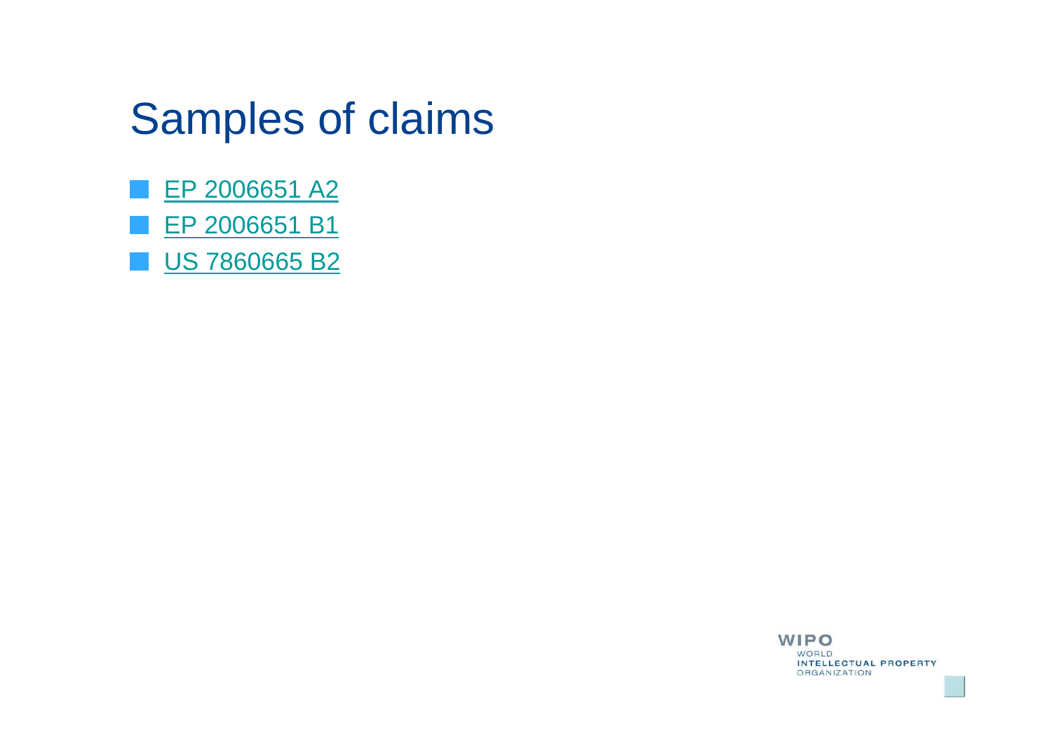# Samples of claims

- EP 2006651 A2
- EP 2006651 B1
- US 7860665 B2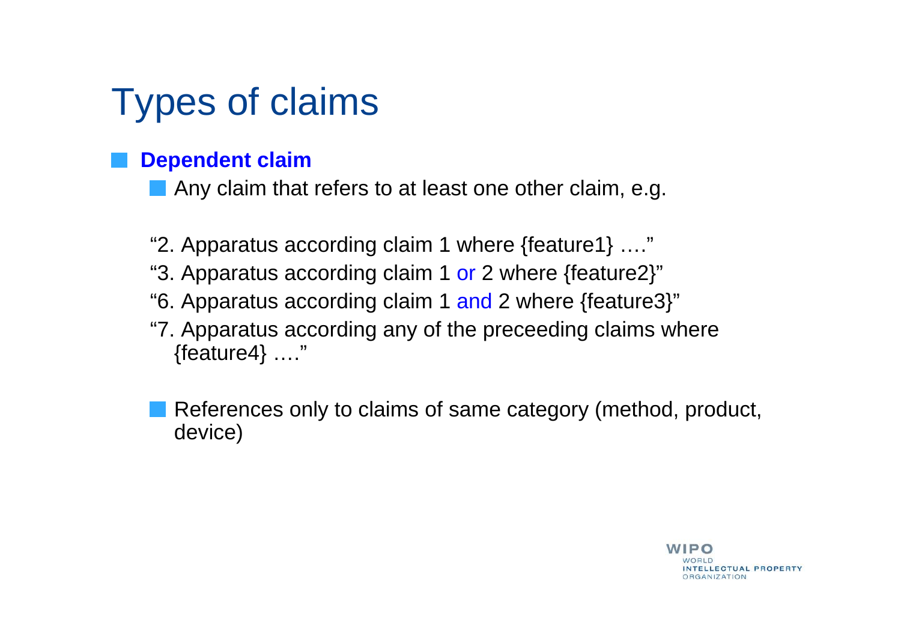# Types of claims

- **Dependent claim**
  - Any claim that refers to at least one other claim, e.g.

  "2. Apparatus according claim 1 where {feature1} …."

  "3. Apparatus according claim 1 or 2 where {feature2}"

  "6. Apparatus according claim 1 and 2 where {feature3}"

  "7. Apparatus according any of the preceeding claims where {feature4} …."

  - References only to claims of same category (method, product, device)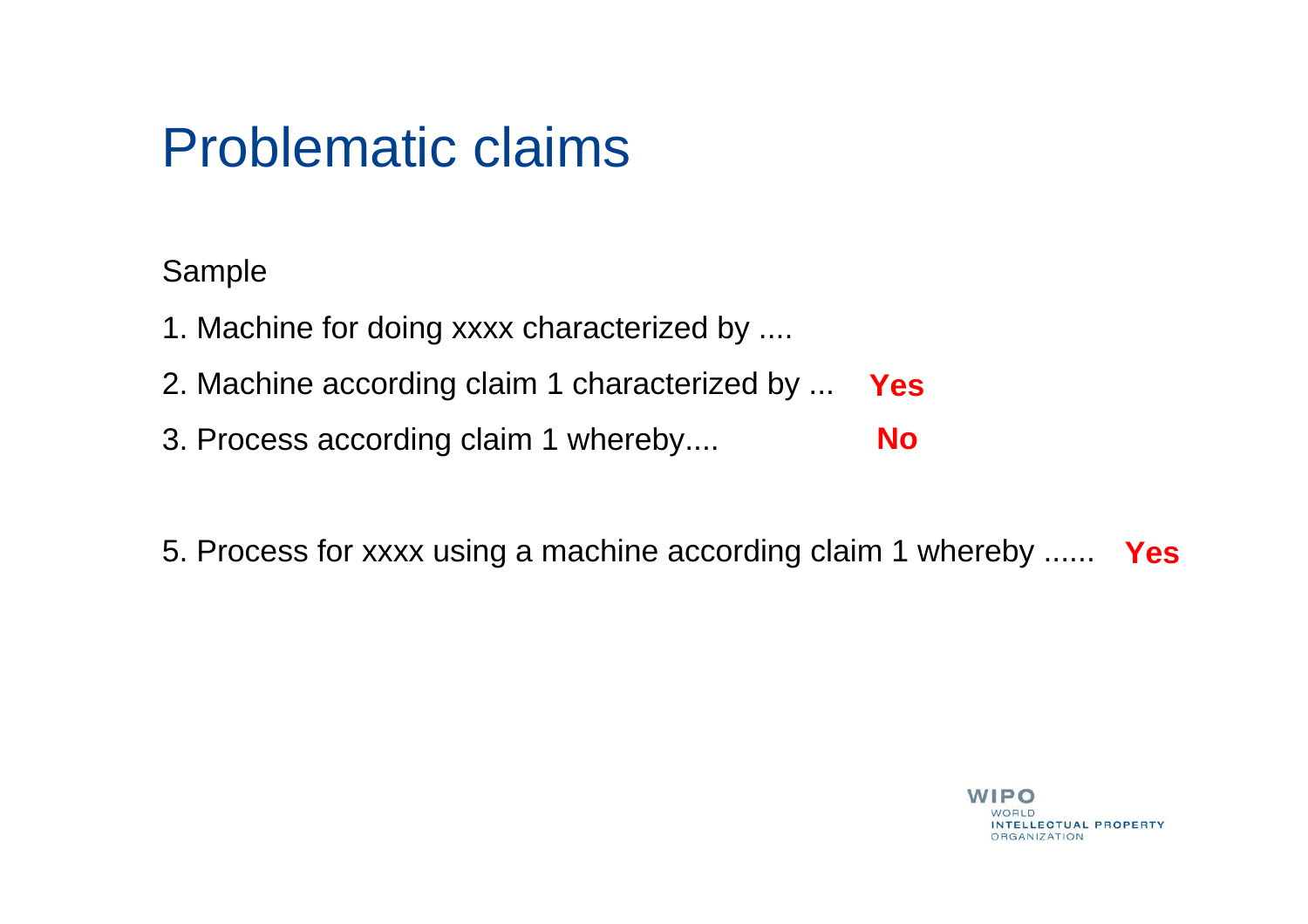# Problematic claims

Sample

1. Machine for doing xxxx characterized by ....
2. Machine according claim 1 characterized by ... **Yes**
3. Process according claim 1 whereby.... **No**

5. Process for xxxx using a machine according claim 1 whereby ...... **Yes**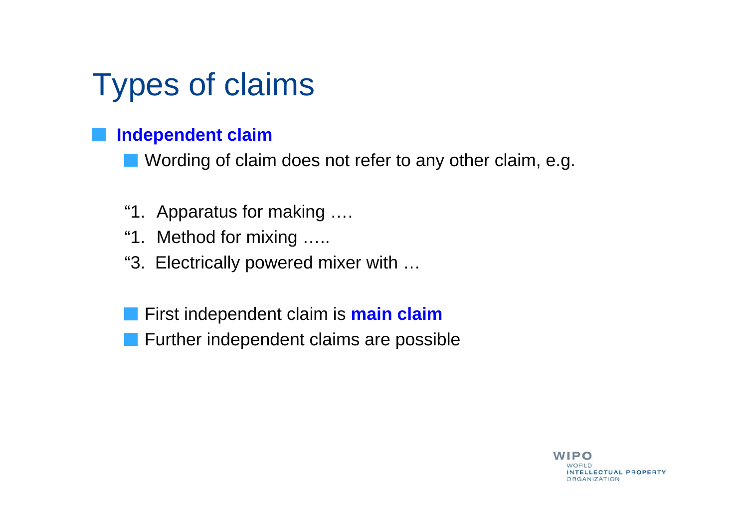# Types of claims

- **Independent claim**
  - Wording of claim does not refer to any other claim, e.g.

  "1. Apparatus for making ….

  "1. Method for mixing …..

  "3. Electrically powered mixer with …

  - First independent claim is **main claim**
  - Further independent claims are possible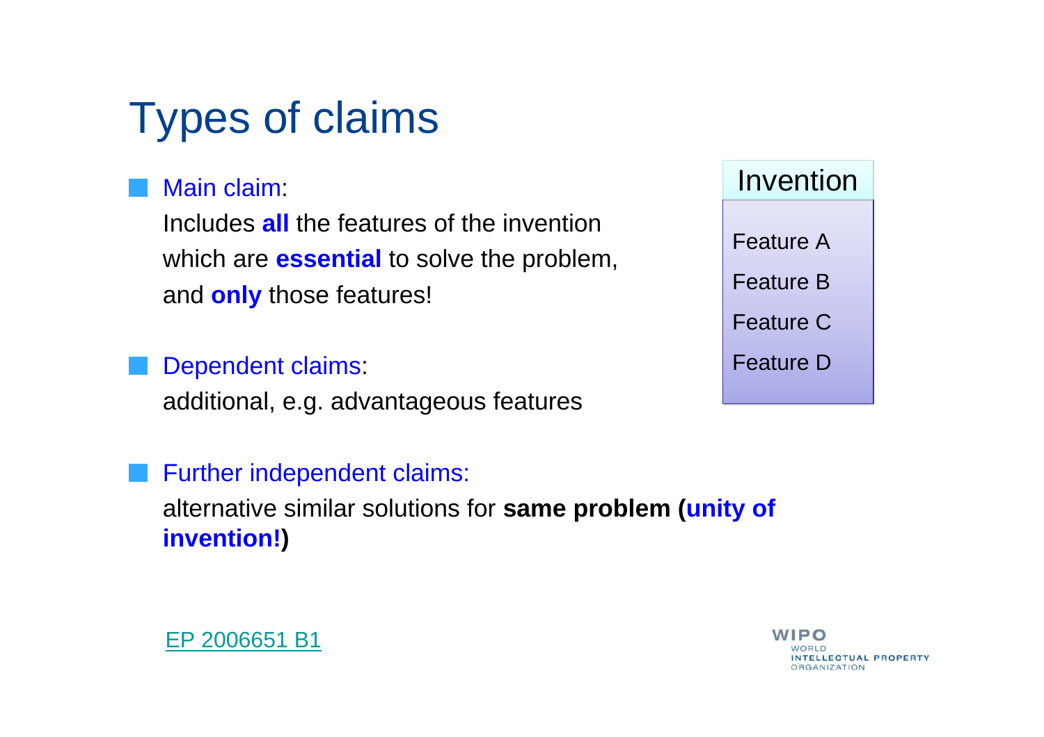# Types of claims

- Main claim:
  Includes **all** the features of the invention which are **essential** to solve the problem, and **only** those features!

- Dependent claims:
  additional, e.g. advantageous features

| Invention |
| --- |
| Feature A |
| Feature B |
| Feature C |
| Feature D |

- Further independent claims:
  alternative similar solutions for **same problem (unity of invention!)**

EP 2006651 B1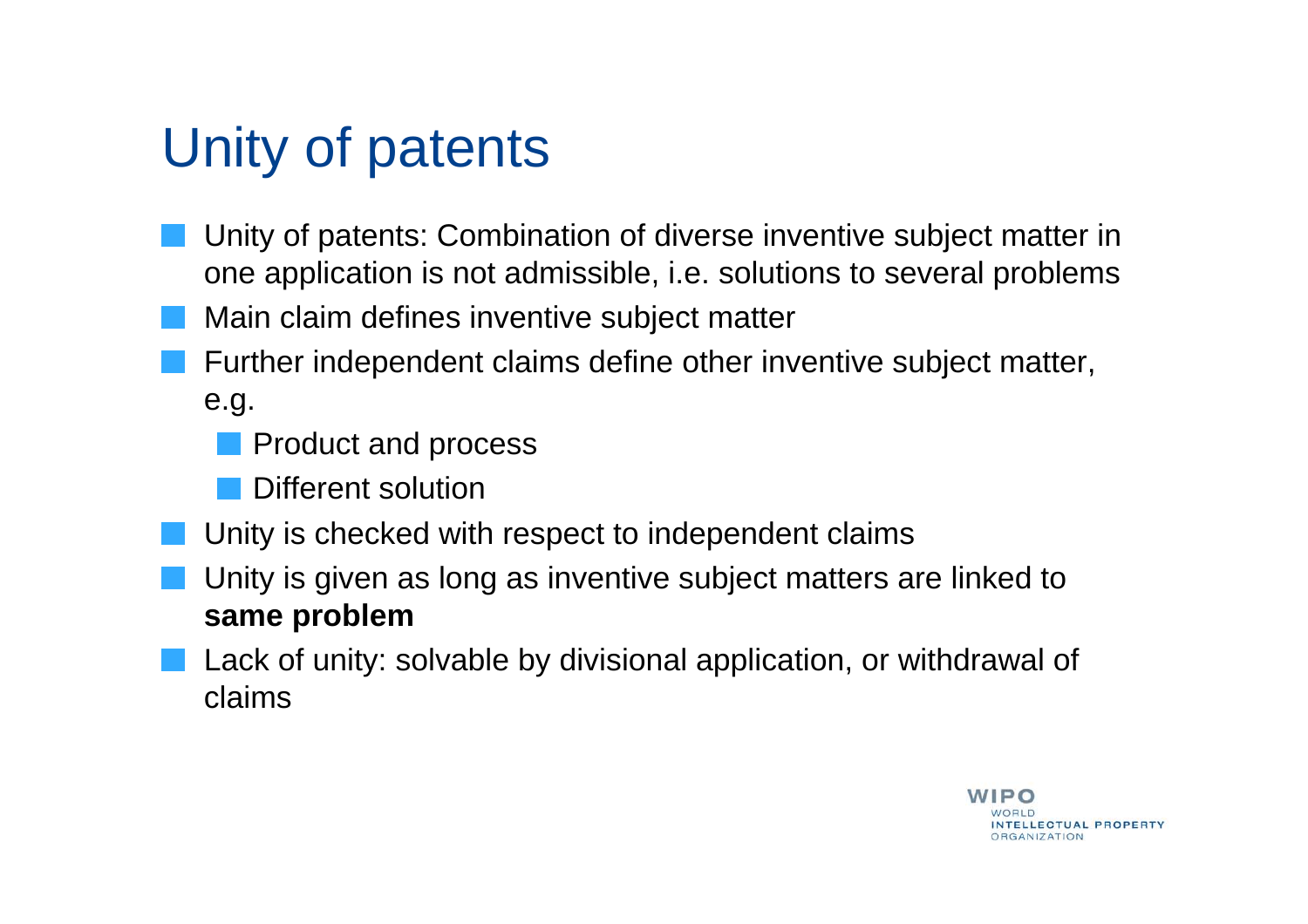# Unity of patents

- Unity of patents: Combination of diverse inventive subject matter in one application is not admissible, i.e. solutions to several problems
- Main claim defines inventive subject matter
- Further independent claims define other inventive subject matter, e.g.
  - Product and process
  - Different solution
- Unity is checked with respect to independent claims
- Unity is given as long as inventive subject matters are linked to **same problem**
- Lack of unity: solvable by divisional application, or withdrawal of claims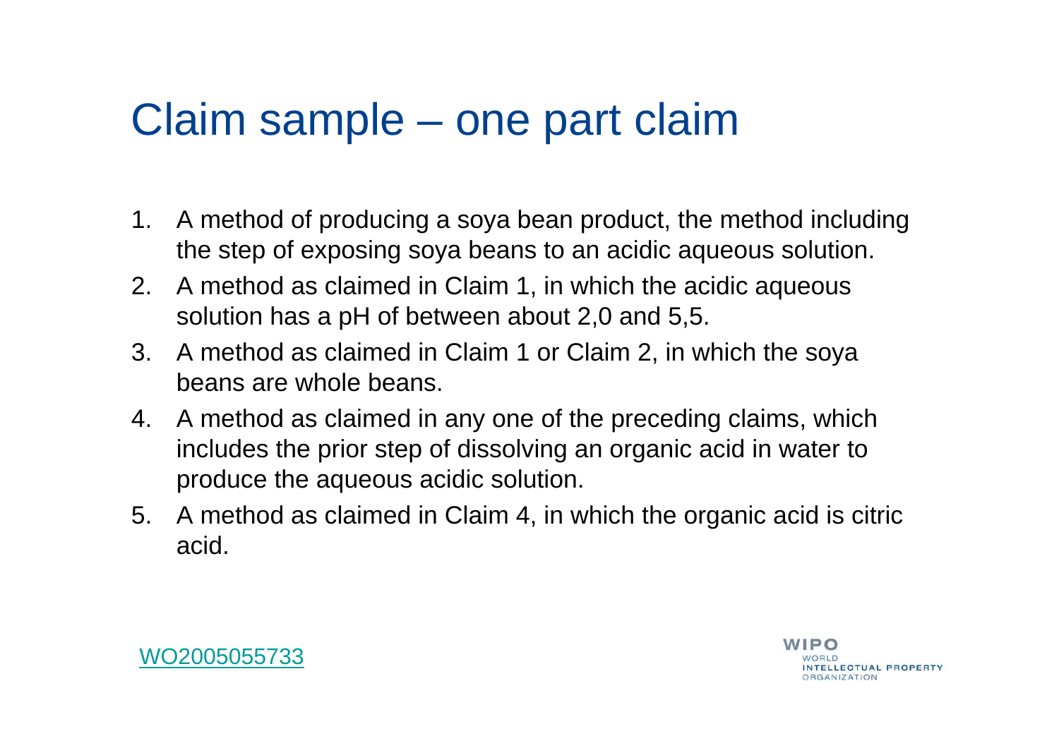# Claim sample – one part claim

1. A method of producing a soya bean product, the method including the step of exposing soya beans to an acidic aqueous solution.
2. A method as claimed in Claim 1, in which the acidic aqueous solution has a pH of between about 2,0 and 5,5.
3. A method as claimed in Claim 1 or Claim 2, in which the soya beans are whole beans.
4. A method as claimed in any one of the preceding claims, which includes the prior step of dissolving an organic acid in water to produce the aqueous acidic solution.
5. A method as claimed in Claim 4, in which the organic acid is citric acid.

WO2005055733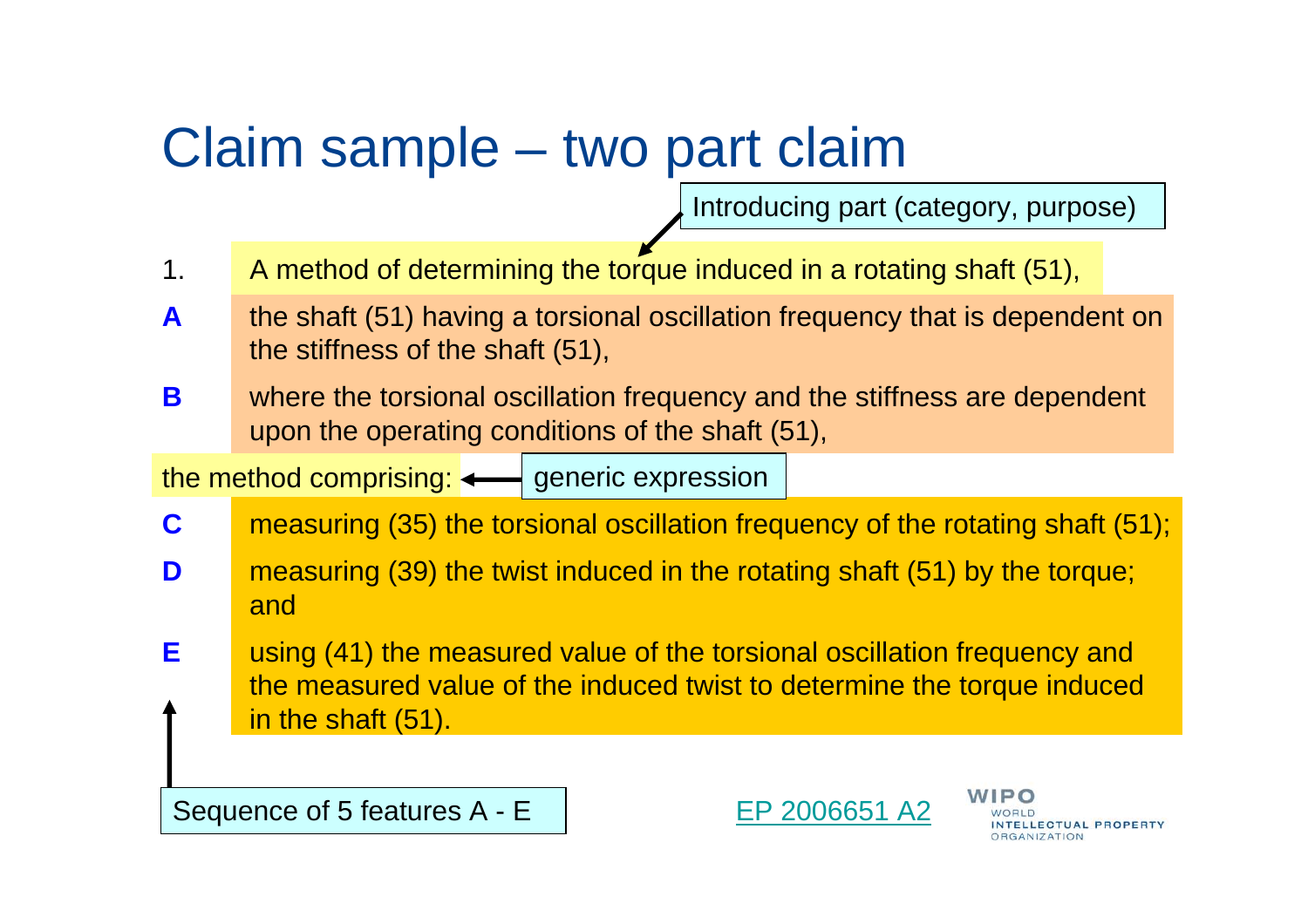# Claim sample – two part claim

Introducing part (category, purpose)

1. A method of determining the torque induced in a rotating shaft (51),

**A** the shaft (51) having a torsional oscillation frequency that is dependent on the stiffness of the shaft (51),

**B** where the torsional oscillation frequency and the stiffness are dependent upon the operating conditions of the shaft (51),

the method comprising: ← generic expression

**C** measuring (35) the torsional oscillation frequency of the rotating shaft (51);

**D** measuring (39) the twist induced in the rotating shaft (51) by the torque; and

**E** using (41) the measured value of the torsional oscillation frequency and the measured value of the induced twist to determine the torque induced in the shaft (51).

Sequence of 5 features A - E

EP 2006651 A2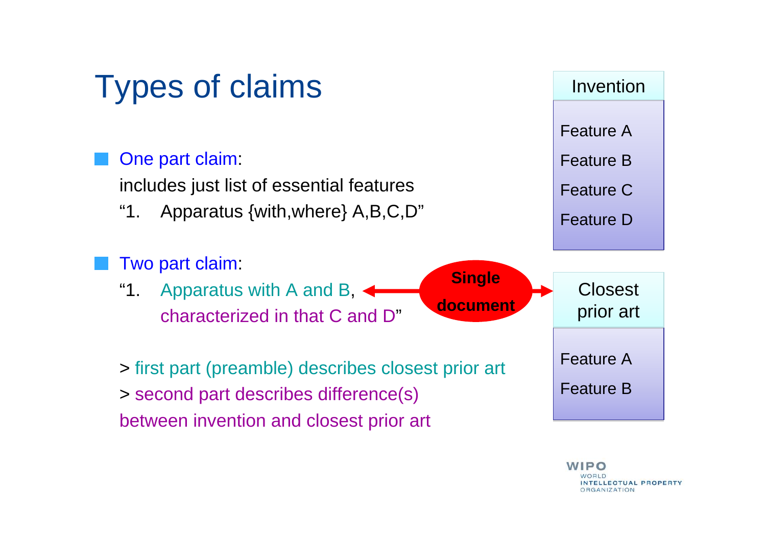# Types of claims

- One part claim:
  includes just list of essential features
  "1. Apparatus {with,where} A,B,C,D"

- Two part claim:
  "1. Apparatus with A and B,
  characterized in that C and D"

  > first part (preamble) describes closest prior art
  > second part describes difference(s) between invention and closest prior art

**Single document**

| Invention |
| --- |
| Feature A |
| Feature B |
| Feature C |
| Feature D |

| Closest prior art |
| --- |
| Feature A |
| Feature B |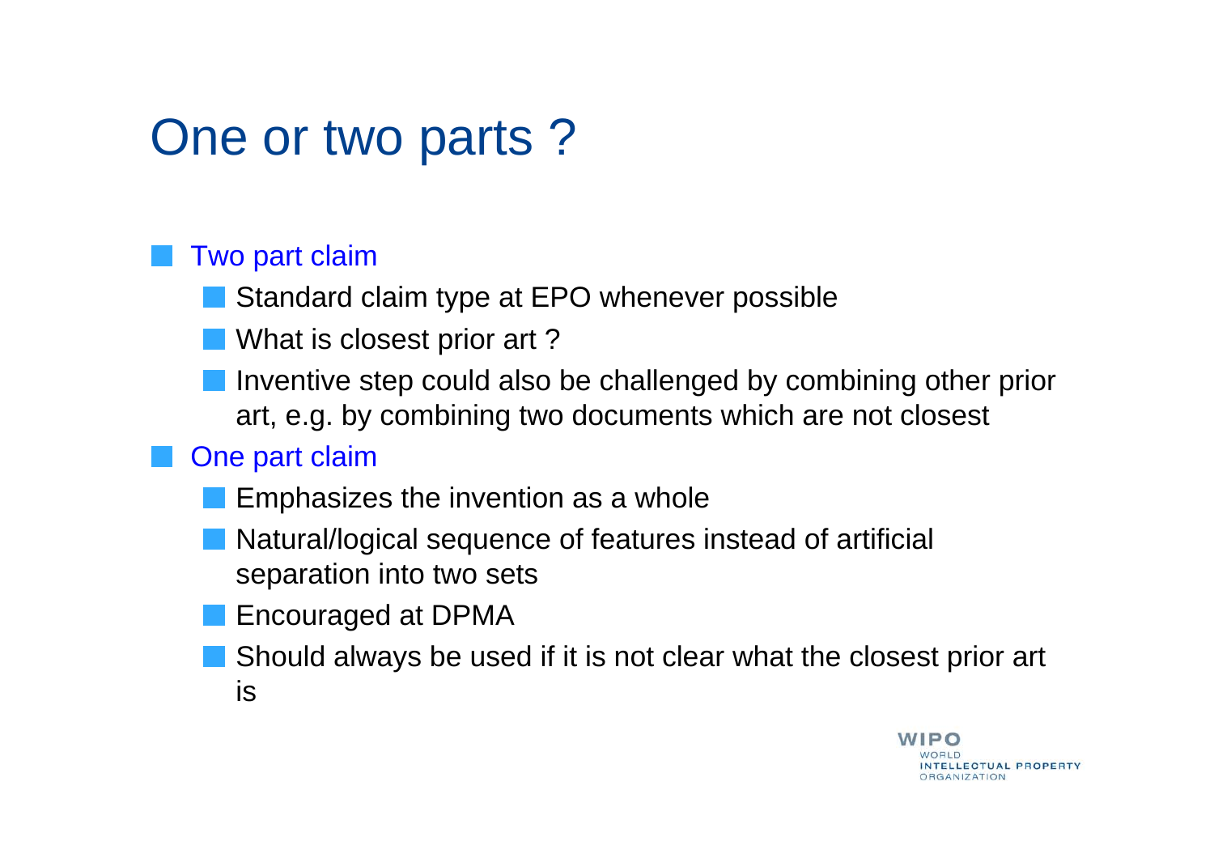# One or two parts ?

- Two part claim
  - Standard claim type at EPO whenever possible
  - What is closest prior art ?
  - Inventive step could also be challenged by combining other prior art, e.g. by combining two documents which are not closest
- One part claim
  - Emphasizes the invention as a whole
  - Natural/logical sequence of features instead of artificial separation into two sets
  - Encouraged at DPMA
  - Should always be used if it is not clear what the closest prior art is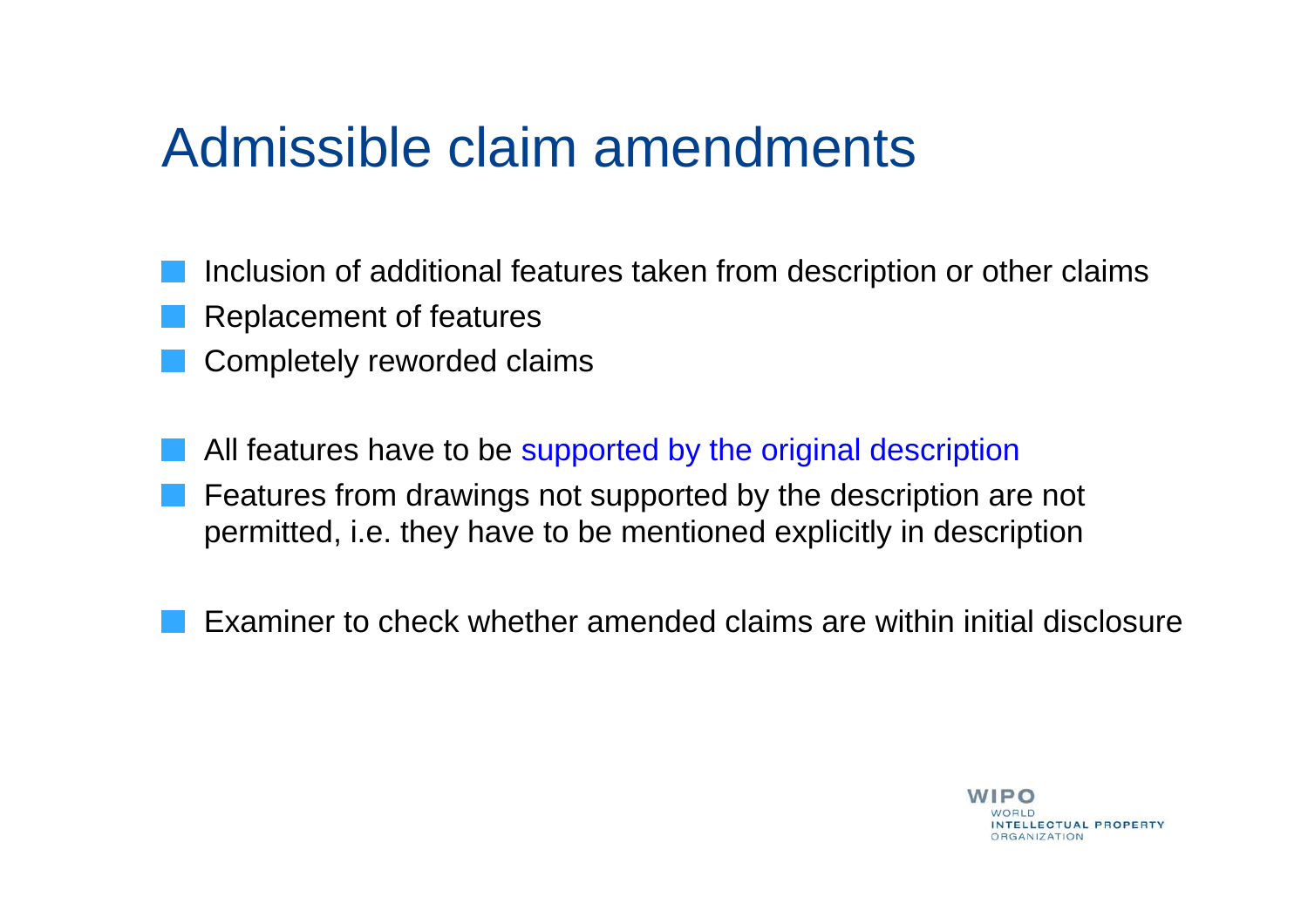# Admissible claim amendments

- Inclusion of additional features taken from description or other claims
- Replacement of features
- Completely reworded claims

- All features have to be supported by the original description
- Features from drawings not supported by the description are not permitted, i.e. they have to be mentioned explicitly in description

- Examiner to check whether amended claims are within initial disclosure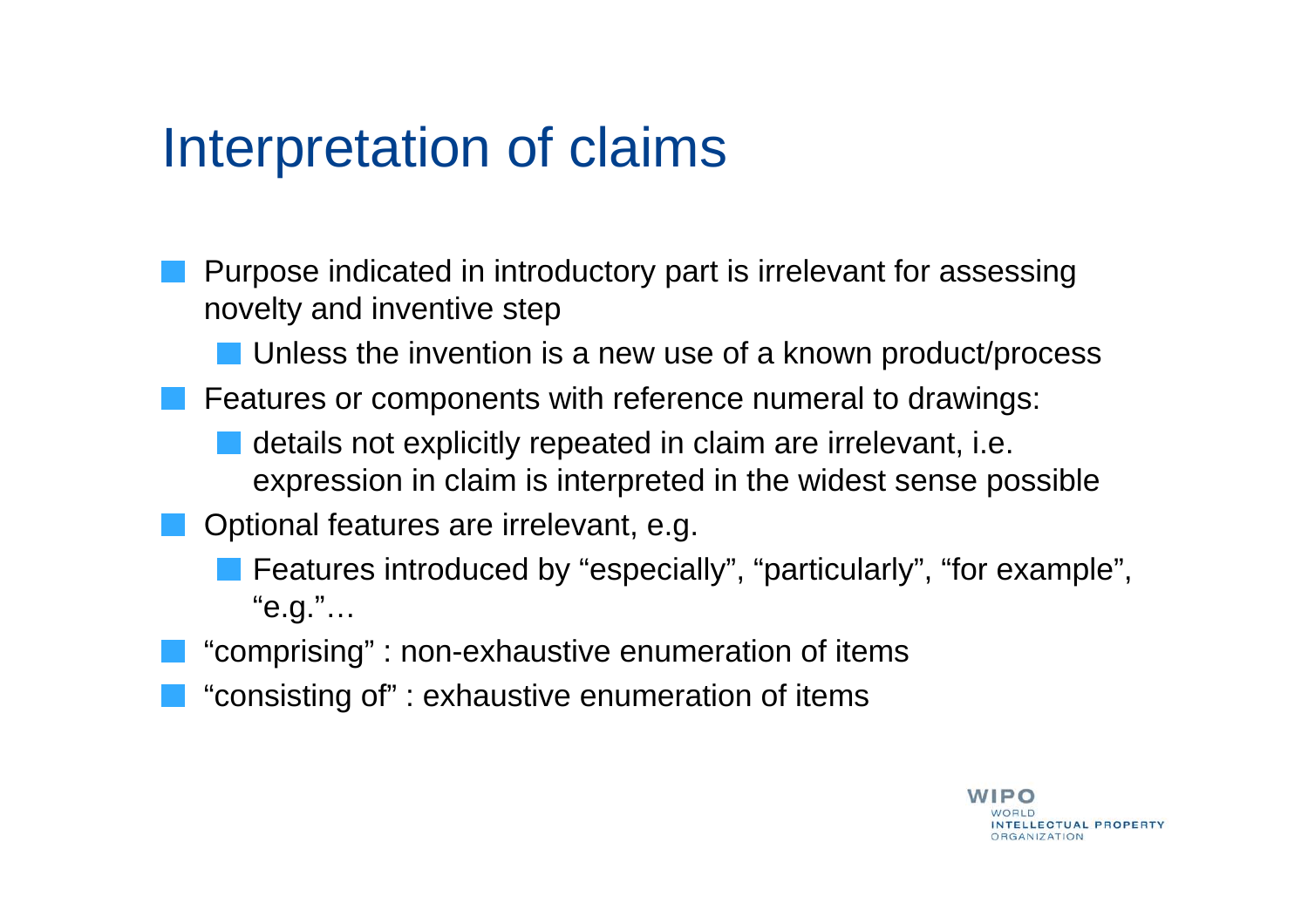# Interpretation of claims

- Purpose indicated in introductory part is irrelevant for assessing novelty and inventive step
  - Unless the invention is a new use of a known product/process
- Features or components with reference numeral to drawings:
  - details not explicitly repeated in claim are irrelevant, i.e. expression in claim is interpreted in the widest sense possible
- Optional features are irrelevant, e.g.
  - Features introduced by “especially”, “particularly”, “for example”, “e.g.”…
- “comprising” : non-exhaustive enumeration of items
- “consisting of” : exhaustive enumeration of items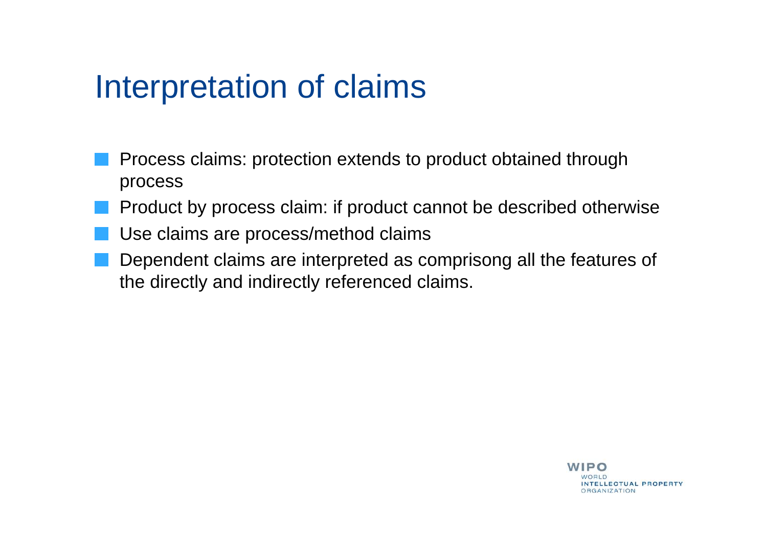# Interpretation of claims

- Process claims: protection extends to product obtained through process
- Product by process claim: if product cannot be described otherwise
- Use claims are process/method claims
- Dependent claims are interpreted as comprisong all the features of the directly and indirectly referenced claims.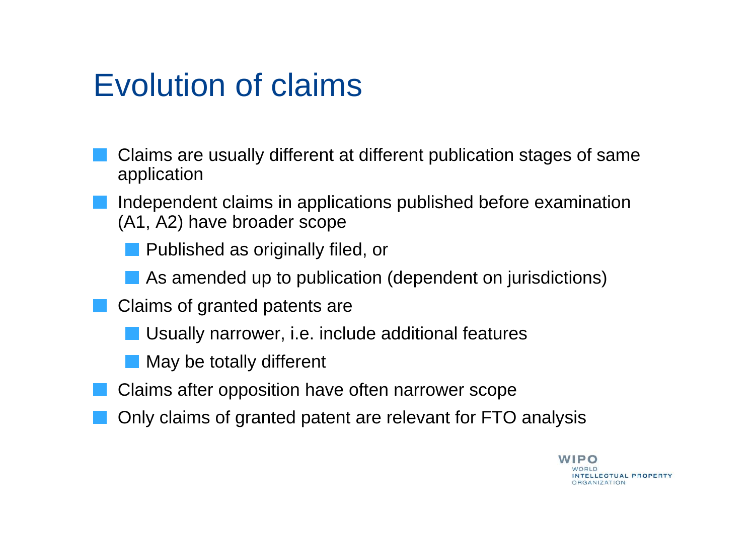# Evolution of claims

- Claims are usually different at different publication stages of same application
- Independent claims in applications published before examination (A1, A2) have broader scope
  - Published as originally filed, or
  - As amended up to publication (dependent on jurisdictions)
- Claims of granted patents are
  - Usually narrower, i.e. include additional features
  - May be totally different
- Claims after opposition have often narrower scope
- Only claims of granted patent are relevant for FTO analysis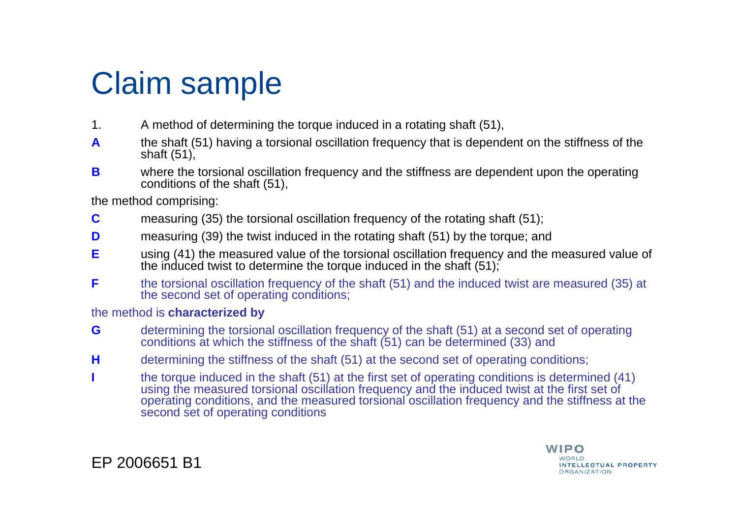# Claim sample

1. A method of determining the torque induced in a rotating shaft (51),

**A** the shaft (51) having a torsional oscillation frequency that is dependent on the stiffness of the shaft (51),

**B** where the torsional oscillation frequency and the stiffness are dependent upon the operating conditions of the shaft (51),

the method comprising:

**C** measuring (35) the torsional oscillation frequency of the rotating shaft (51);

**D** measuring (39) the twist induced in the rotating shaft (51) by the torque; and

**E** using (41) the measured value of the torsional oscillation frequency and the measured value of the induced twist to determine the torque induced in the shaft (51);

**F** the torsional oscillation frequency of the shaft (51) and the induced twist are measured (35) at the second set of operating conditions;

the method is **characterized by**

**G** determining the torsional oscillation frequency of the shaft (51) at a second set of operating conditions at which the stiffness of the shaft (51) can be determined (33) and

**H** determining the stiffness of the shaft (51) at the second set of operating conditions;

**I** the torque induced in the shaft (51) at the first set of operating conditions is determined (41) using the measured torsional oscillation frequency and the induced twist at the first set of operating conditions, and the measured torsional oscillation frequency and the stiffness at the second set of operating conditions

EP 2006651 B1

WIPO
WORLD
INTELLECTUAL PROPERTY
ORGANIZATION